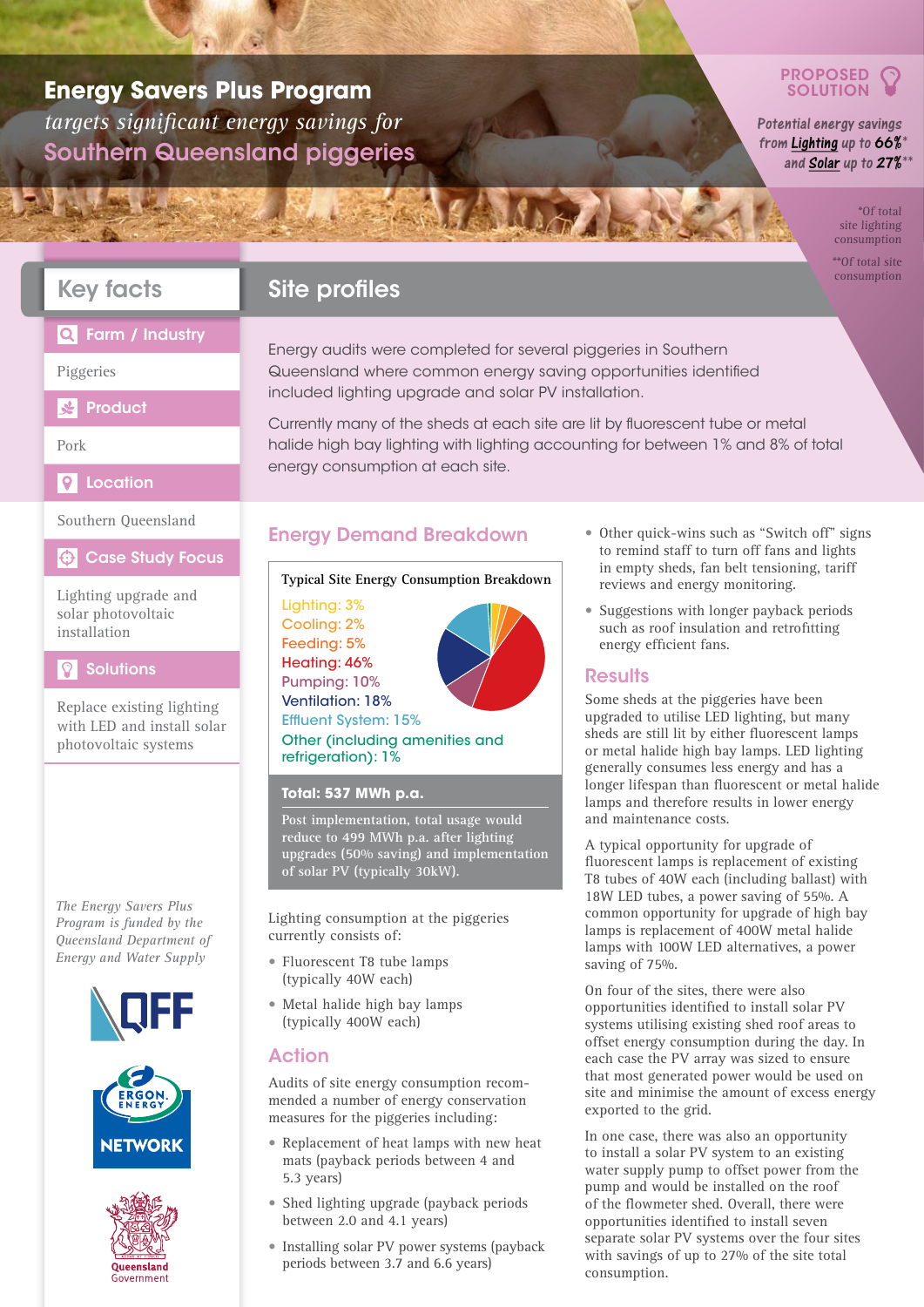# Energy Savers Plus Program

*targets significant energy savings for*

## Southern Queensland piggeries

**PROPOSED SOLUTION**

*Potential energy savings from **Lighting** up to **66%**\* and **Solar** up to **27%**\*\**

\*Of total site lighting consumption

\*\*Of total site consumption

## Key facts

**Farm / Industry**

Piggeries

**Product**

Pork

**Location**

Southern Queensland

**Case Study Focus**

Lighting upgrade and solar photovoltaic installation

**Solutions**

Replace existing lighting with LED and install solar photovoltaic systems

*The Energy Savers Plus Program is funded by the Queensland Department of Energy and Water Supply*

QFF

Ergon Energy Network

Queensland Government

## Site profiles

Energy audits were completed for several piggeries in Southern Queensland where common energy saving opportunities identified included lighting upgrade and solar PV installation.

Currently many of the sheds at each site are lit by fluorescent tube or metal halide high bay lighting with lighting accounting for between 1% and 8% of total energy consumption at each site.

### Energy Demand Breakdown

Typical Site Energy Consumption Breakdown

Lighting: 3%
Cooling: 2%
Feeding: 5%
Heating: 46%
Pumping: 10%
Ventilation: 18%
Effluent System: 15%
Other (including amenities and refrigeration): 1%

**Total: 537 MWh p.a.**

Post implementation, total usage would reduce to 499 MWh p.a. after lighting upgrades (50% saving) and implementation of solar PV (typically 30kW).

Lighting consumption at the piggeries currently consists of:

- Fluorescent T8 tube lamps (typically 40W each)
- Metal halide high bay lamps (typically 400W each)

### Action

Audits of site energy consumption recommended a number of energy conservation measures for the piggeries including:

- Replacement of heat lamps with new heat mats (payback periods between 4 and 5.3 years)
- Shed lighting upgrade (payback periods between 2.0 and 4.1 years)
- Installing solar PV power systems (payback periods between 3.7 and 6.6 years)
- Other quick-wins such as "Switch off" signs to remind staff to turn off fans and lights in empty sheds, fan belt tensioning, tariff reviews and energy monitoring.
- Suggestions with longer payback periods such as roof insulation and retrofitting energy efficient fans.

### Results

Some sheds at the piggeries have been upgraded to utilise LED lighting, but many sheds are still lit by either fluorescent lamps or metal halide high bay lamps. LED lighting generally consumes less energy and has a longer lifespan than fluorescent or metal halide lamps and therefore results in lower energy and maintenance costs.

A typical opportunity for upgrade of fluorescent lamps is replacement of existing T8 tubes of 40W each (including ballast) with 18W LED tubes, a power saving of 55%. A common opportunity for upgrade of high bay lamps is replacement of 400W metal halide lamps with 100W LED alternatives, a power saving of 75%.

On four of the sites, there were also opportunities identified to install solar PV systems utilising existing shed roof areas to offset energy consumption during the day. In each case the PV array was sized to ensure that most generated power would be used on site and minimise the amount of excess energy exported to the grid.

In one case, there was also an opportunity to install a solar PV system to an existing water supply pump to offset power from the pump and would be installed on the roof of the flowmeter shed. Overall, there were opportunities identified to install seven separate solar PV systems over the four sites with savings of up to 27% of the site total consumption.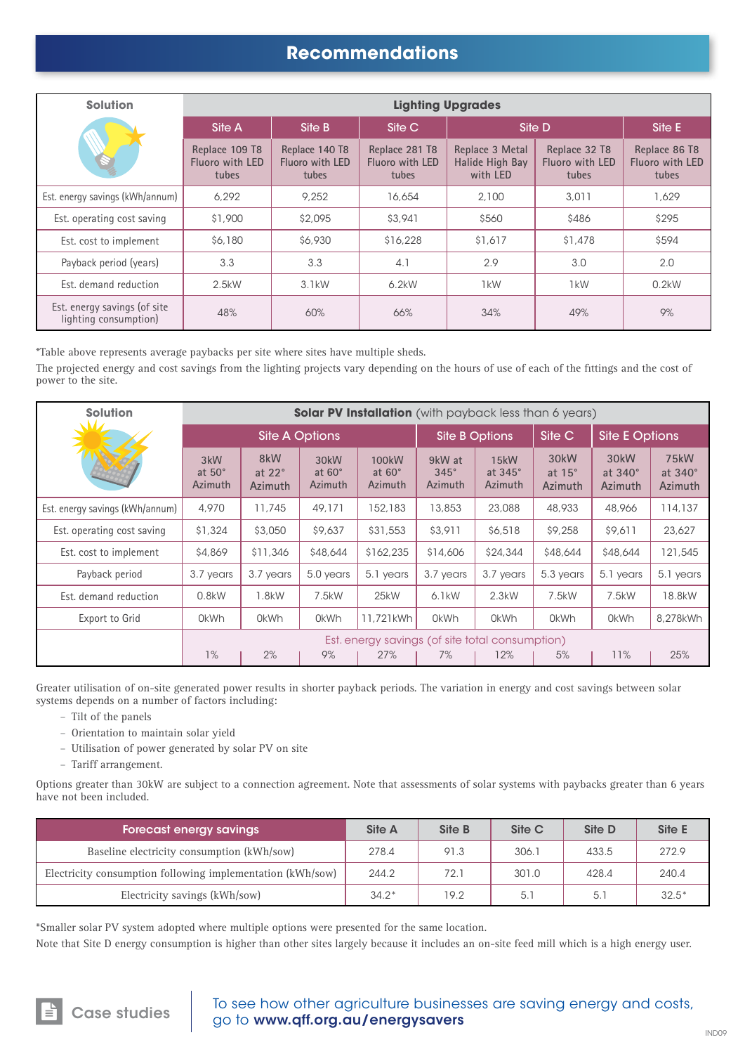# Recommendations

| Solution | Lighting Upgrades | | | | | |
|---|---|---|---|---|---|---|
| | Site A | Site B | Site C | Site D | | Site E |
| | Replace 109 T8 Fluoro with LED tubes | Replace 140 T8 Fluoro with LED tubes | Replace 281 T8 Fluoro with LED tubes | Replace 3 Metal Halide High Bay with LED | Replace 32 T8 Fluoro with LED tubes | Replace 86 T8 Fluoro with LED tubes |
| Est. energy savings (kWh/annum) | 6,292 | 9,252 | 16,654 | 2,100 | 3,011 | 1,629 |
| Est. operating cost saving | $1,900 | $2,095 | $3,941 | $560 | $486 | $295 |
| Est. cost to implement | $6,180 | $6,930 | $16,228 | $1,617 | $1,478 | $594 |
| Payback period (years) | 3.3 | 3.3 | 4.1 | 2.9 | 3.0 | 2.0 |
| Est. demand reduction | 2.5kW | 3.1kW | 6.2kW | 1kW | 1kW | 0.2kW |
| Est. energy savings (of site lighting consumption) | 48% | 60% | 66% | 34% | 49% | 9% |

*Table above represents average paybacks per site where sites have multiple sheds.

The projected energy and cost savings from the lighting projects vary depending on the hours of use of each of the fittings and the cost of power to the site.

| Solution | **Solar PV Installation** (with payback less than 6 years) | | | | | | | | |
|---|---|---|---|---|---|---|---|---|---|
| | Site A Options | | | | Site B Options | | Site C | Site E Options | |
| | 3kW at 50° Azimuth | 8kW at 22° Azimuth | 30kW at 60° Azimuth | 100kW at 60° Azimuth | 9kW at 345° Azimuth | 15kW at 345° Azimuth | 30kW at 15° Azimuth | 30kW at 340° Azimuth | 75kW at 340° Azimuth |
| Est. energy savings (kWh/annum) | 4,970 | 11,745 | 49,171 | 152,183 | 13,853 | 23,088 | 48,933 | 48,966 | 114,137 |
| Est. operating cost saving | $1,324 | $3,050 | $9,637 | $31,553 | $3,911 | $6,518 | $9,258 | $9,611 | 23,627 |
| Est. cost to implement | $4,869 | $11,346 | $48,644 | $162,235 | $14,606 | $24,344 | $48,644 | $48,644 | 121,545 |
| Payback period | 3.7 years | 3.7 years | 5.0 years | 5.1 years | 3.7 years | 3.7 years | 5.3 years | 5.1 years | 5.1 years |
| Est. demand reduction | 0.8kW | 1.8kW | 7.5kW | 25kW | 6.1kW | 2.3kW | 7.5kW | 7.5kW | 18.8kW |
| Export to Grid | 0kWh | 0kWh | 0kWh | 11,721kWh | 0kWh | 0kWh | 0kWh | 0kWh | 8,278kWh |
| Est. energy savings (of site total consumption) | 1% | 2% | 9% | 27% | 7% | 12% | 5% | 11% | 25% |

Greater utilisation of on-site generated power results in shorter payback periods. The variation in energy and cost savings between solar systems depends on a number of factors including:

- Tilt of the panels
- Orientation to maintain solar yield
- Utilisation of power generated by solar PV on site
- Tariff arrangement.

Options greater than 30kW are subject to a connection agreement. Note that assessments of solar systems with paybacks greater than 6 years have not been included.

| Forecast energy savings | Site A | Site B | Site C | Site D | Site E |
|---|---|---|---|---|---|
| Baseline electricity consumption (kWh/sow) | 278.4 | 91.3 | 306.1 | 433.5 | 272.9 |
| Electricity consumption following implementation (kWh/sow) | 244.2 | 72.1 | 301.0 | 428.4 | 240.4 |
| Electricity savings (kWh/sow) | 34.2* | 19.2 | 5.1 | 5.1 | 32.5* |

*Smaller solar PV system adopted where multiple options were presented for the same location.

Note that Site D energy consumption is higher than other sites largely because it includes an on-site feed mill which is a high energy user.

Case studies

To see how other agriculture businesses are saving energy and costs, go to **www.qff.org.au/energysavers**